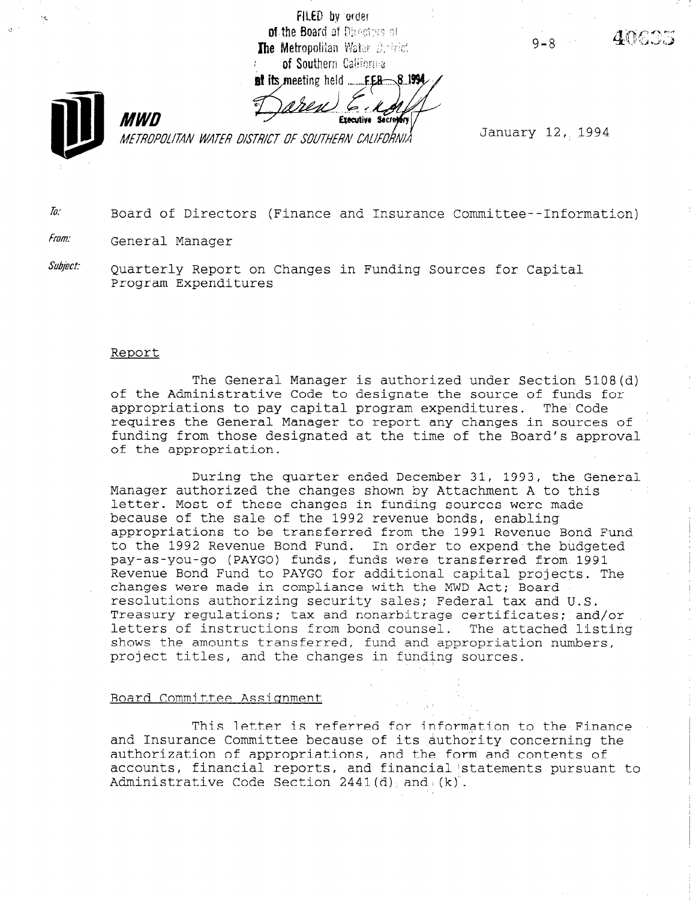FILED by order of the Board of Directors of The Metropolitan Water District of Southern California at its meeting held FEB 8 1994

Executive Secretary

9-8 40635

**MWD**

*METROPOLITAN WATER DISTRICT OF SOUTHERN CALIFORNIA*

January 12, 1994

*To:* Board of Directors (Finance and Insurance Committee--Information)

*From:* General Manager

*Subject:* Quarterly Report on Changes in Funding Sources for Capital Program Expenditures

## Report

The General Manager is authorized under Section 5108(d) of the Administrative Code to designate the source of funds for appropriations to pay capital program expenditures. The Code requires the General Manager to report any changes in sources of funding from those designated at the time of the Board's approval of the appropriation.

During the quarter ended December 31, 1993, the General Manager authorized the changes shown by Attachment A to this letter. Most of these changes in funding sources were made because of the sale of the 1992 revenue bonds, enabling appropriations to be transferred from the 1991 Revenue Bond Fund to the 1992 Revenue Bond Fund. In order to expend the budgeted pay-as-you-go (PAYGO) funds, funds were transferred from 1991 Revenue Bond Fund to PAYGO for additional capital projects. The changes were made in compliance with the MWD Act; Board resolutions authorizing security sales; Federal tax and U.S. Treasury regulations; tax and nonarbitrage certificates; and/or letters of instructions from bond counsel. The attached listing shows the amounts transferred, fund and appropriation numbers, project titles, and the changes in funding sources.

## Board Committee Assignment

This letter is referred for information to the Finance and Insurance Committee because of its authority concerning the authorization of appropriations, and the form and contents of accounts, financial reports, and financial statements pursuant to Administrative Code Section 2441(d) and (k).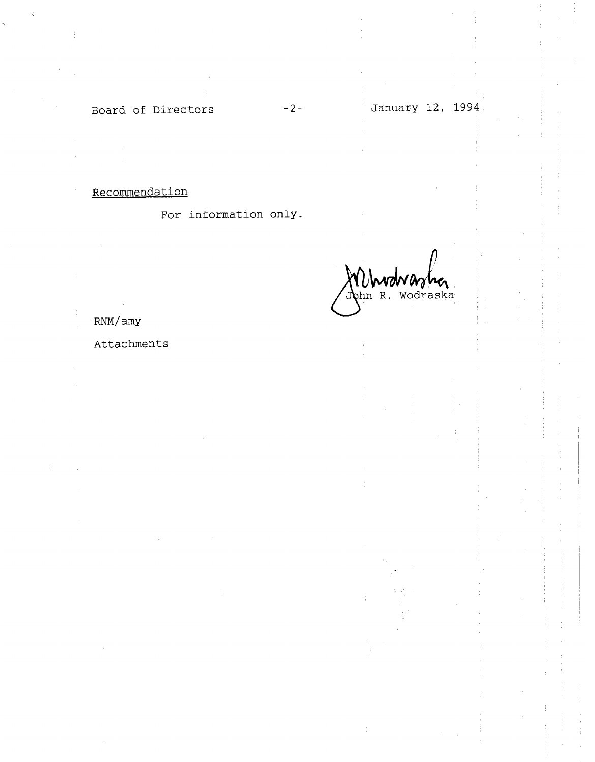Recommendation

For information only.

John R. Wodraska

RNM/amy

Attachments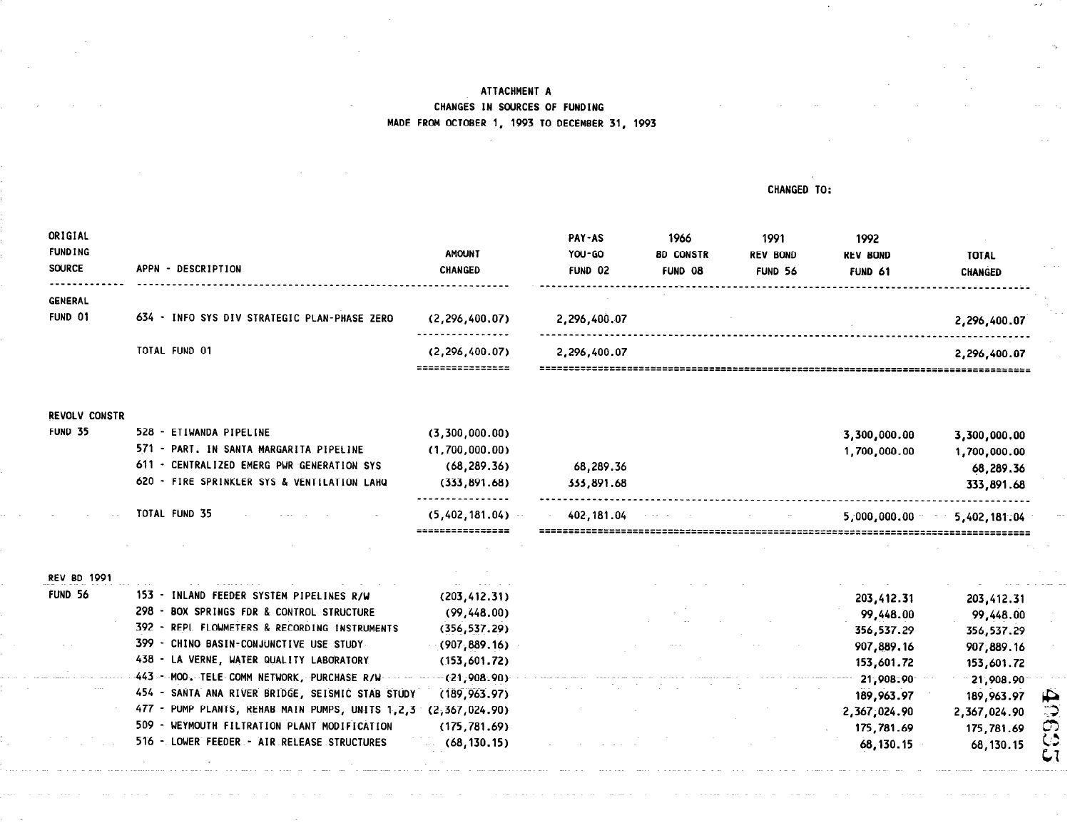ATTACHMENT A

CHANGES IN SOURCES OF FUNDING

MADE FROM OCTOBER 1, 1993 TO DECEMBER 31, 1993

| ORIGIAL FUNDING SOURCE | APPN - DESCRIPTION | AMOUNT CHANGED | CHANGED TO: PAY-AS YOU-GO FUND 02 | 1966 BD CONSTR FUND 08 | 1991 REV BOND FUND 56 | 1992 REV BOND FUND 61 | TOTAL CHANGED |
|---|---|---|---|---|---|---|---|
| GENERAL FUND 01 | 634 - INFO SYS DIV STRATEGIC PLAN-PHASE ZERO | (2,296,400.07) | 2,296,400.07 | | | | 2,296,400.07 |
| | TOTAL FUND 01 | (2,296,400.07) | 2,296,400.07 | | | | 2,296,400.07 |
| REVOLV CONSTR FUND 35 | 528 - ETIWANDA PIPELINE | (3,300,000.00) | | | | 3,300,000.00 | 3,300,000.00 |
| | 571 - PART. IN SANTA MARGARITA PIPELINE | (1,700,000.00) | | | | 1,700,000.00 | 1,700,000.00 |
| | 611 - CENTRALIZED EMERG PWR GENERATION SYS | (68,289.36) | 68,289.36 | | | | 68,289.36 |
| | 620 - FIRE SPRINKLER SYS & VENTILATION LAHQ | (333,891.68) | 333,891.68 | | | | 333,891.68 |
| | TOTAL FUND 35 | (5,402,181.04) | 402,181.04 | | | 5,000,000.00 | 5,402,181.04 |
| REV BD 1991 FUND 56 | 153 - INLAND FEEDER SYSTEM PIPELINES R/W | (203,412.31) | | | | 203,412.31 | 203,412.31 |
| | 298 - BOX SPRINGS FDR & CONTROL STRUCTURE | (99,448.00) | | | | 99,448.00 | 99,448.00 |
| | 392 - REPL FLOWMETERS & RECORDING INSTRUMENTS | (356,537.29) | | | | 356,537.29 | 356,537.29 |
| | 399 - CHINO BASIN-CONJUNCTIVE USE STUDY | (907,889.16) | | | | 907,889.16 | 907,889.16 |
| | 438 - LA VERNE, WATER QUALITY LABORATORY | (153,601.72) | | | | 153,601.72 | 153,601.72 |
| | 443 - MOD. TELE COMM NETWORK, PURCHASE R/W | (21,908.90) | | | | 21,908.90 | 21,908.90 |
| | 454 - SANTA ANA RIVER BRIDGE, SEISMIC STAB STUDY | (189,963.97) | | | | 189,963.97 | 189,963.97 |
| | 477 - PUMP PLANTS, REHAB MAIN PUMPS, UNITS 1,2,3 | (2,367,024.90) | | | | 2,367,024.90 | 2,367,024.90 |
| | 509 - WEYMOUTH FILTRATION PLANT MODIFICATION | (175,781.69) | | | | 175,781.69 | 175,781.69 |
| | 516 - LOWER FEEDER - AIR RELEASE STRUCTURES | (68,130.15) | | | | 68,130.15 | 68,130.15 |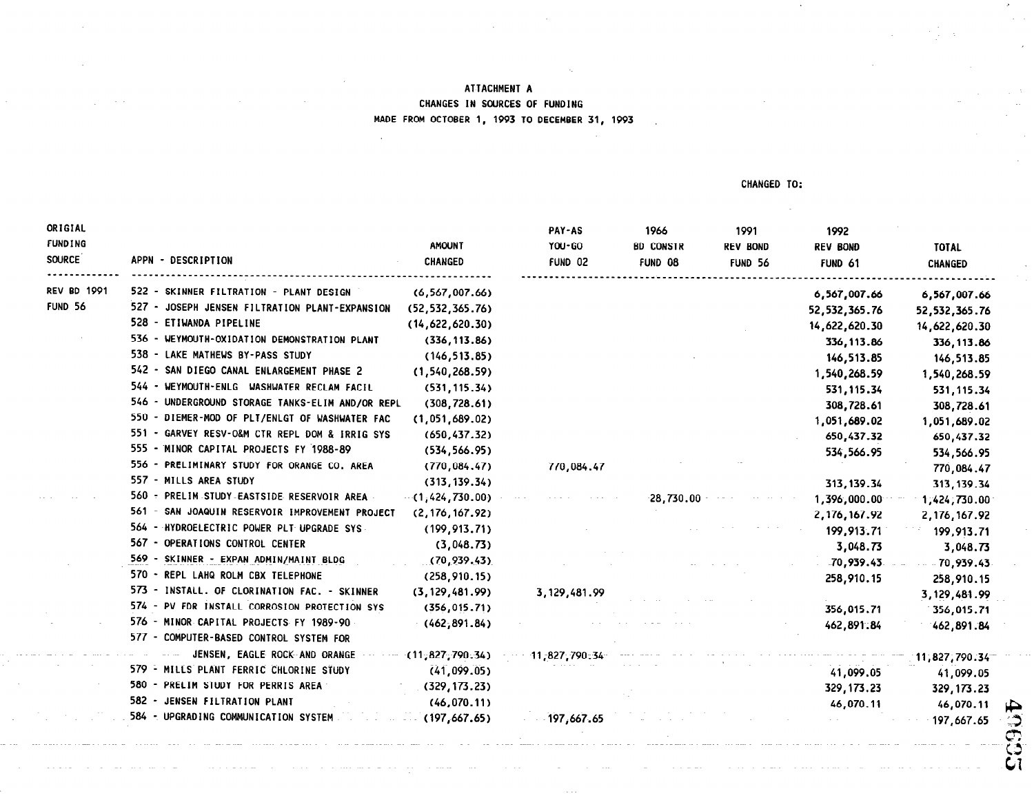ATTACHMENT A

CHANGES IN SOURCES OF FUNDING

MADE FROM OCTOBER 1, 1993 TO DECEMBER 31, 1993

| ORIGIAL FUNDING SOURCE | APPN - DESCRIPTION | AMOUNT CHANGED | CHANGED TO: PAY-AS YOU-GO FUND 02 | 1966 BD CONSTR FUND 08 | 1991 REV BOND FUND 56 | 1992 REV BOND FUND 61 | TOTAL CHANGED |
|---|---|---|---|---|---|---|---|
| REV BD 1991 FUND 56 | 522 - SKINNER FILTRATION - PLANT DESIGN | (6,567,007.66) | | | | 6,567,007.66 | 6,567,007.66 |
| | 527 - JOSEPH JENSEN FILTRATION PLANT-EXPANSION | (52,532,365.76) | | | | 52,532,365.76 | 52,532,365.76 |
| | 528 - ETIWANDA PIPELINE | (14,622,620.30) | | | | 14,622,620.30 | 14,622,620.30 |
| | 536 - WEYMOUTH-OXIDATION DEMONSTRATION PLANT | (336,113.86) | | | | 336,113.86 | 336,113.86 |
| | 538 - LAKE MATHEWS BY-PASS STUDY | (146,513.85) | | | | 146,513.85 | 146,513.85 |
| | 542 - SAN DIEGO CANAL ENLARGEMENT PHASE 2 | (1,540,268.59) | | | | 1,540,268.59 | 1,540,268.59 |
| | 544 - WEYMOUTH-ENLG WASHWATER RECLAM FACIL | (531,115.34) | | | | 531,115.34 | 531,115.34 |
| | 546 - UNDERGROUND STORAGE TANKS-ELIM AND/OR REPL | (308,728.61) | | | | 308,728.61 | 308,728.61 |
| | 550 - DIEMER-MOD OF PLT/ENLGT OF WASHWATER FAC | (1,051,689.02) | | | | 1,051,689.02 | 1,051,689.02 |
| | 551 - GARVEY RESV-O&M CTR REPL DOM & IRRIG SYS | (650,437.32) | | | | 650,437.32 | 650,437.32 |
| | 555 - MINOR CAPITAL PROJECTS FY 1988-89 | (534,566.95) | | | | 534,566.95 | 534,566.95 |
| | 556 - PRELIMINARY STUDY FOR ORANGE CO. AREA | (770,084.47) | 770,084.47 | | | | 770,084.47 |
| | 557 - MILLS AREA STUDY | (313,139.34) | | | | 313,139.34 | 313,139.34 |
| | 560 - PRELIM STUDY EASTSIDE RESERVOIR AREA | (1,424,730.00) | | 28,730.00 | | 1,396,000.00 | 1,424,730.00 |
| | 561 - SAN JOAQUIN RESERVOIR IMPROVEMENT PROJECT | (2,176,167.92) | | | | 2,176,167.92 | 2,176,167.92 |
| | 564 - HYDROELECTRIC POWER PLT UPGRADE SYS | (199,913.71) | | | | 199,913.71 | 199,913.71 |
| | 567 - OPERATIONS CONTROL CENTER | (3,048.73) | | | | 3,048.73 | 3,048.73 |
| | 569 - SKINNER - EXPAN ADMIN/MAINT BLDG | (70,939.43) | | | | 70,939.43 | 70,939.43 |
| | 570 - REPL LAHQ ROLM CBX TELEPHONE | (258,910.15) | | | | 258,910.15 | 258,910.15 |
| | 573 - INSTALL. OF CLORINATION FAC. - SKINNER | (3,129,481.99) | 3,129,481.99 | | | | 3,129,481.99 |
| | 574 - PV FDR INSTALL CORROSION PROTECTION SYS | (356,015.71) | | | | 356,015.71 | 356,015.71 |
| | 576 - MINOR CAPITAL PROJECTS FY 1989-90 | (462,891.84) | | | | 462,891.84 | 462,891.84 |
| | 577 - COMPUTER-BASED CONTROL SYSTEM FOR JENSEN, EAGLE ROCK AND ORANGE | (11,827,790.34) | 11,827,790.34 | | | | 11,827,790.34 |
| | 579 - MILLS PLANT FERRIC CHLORINE STUDY | (41,099.05) | | | | 41,099.05 | 41,099.05 |
| | 580 - PRELIM STUDY FOR PERRIS AREA | (329,173.23) | | | | 329,173.23 | 329,173.23 |
| | 582 - JENSEN FILTRATION PLANT | (46,070.11) | | | | 46,070.11 | 46,070.11 |
| | 584 - UPGRADING COMMUNICATION SYSTEM | (197,667.65) | 197,667.65 | | | | 197,667.65 |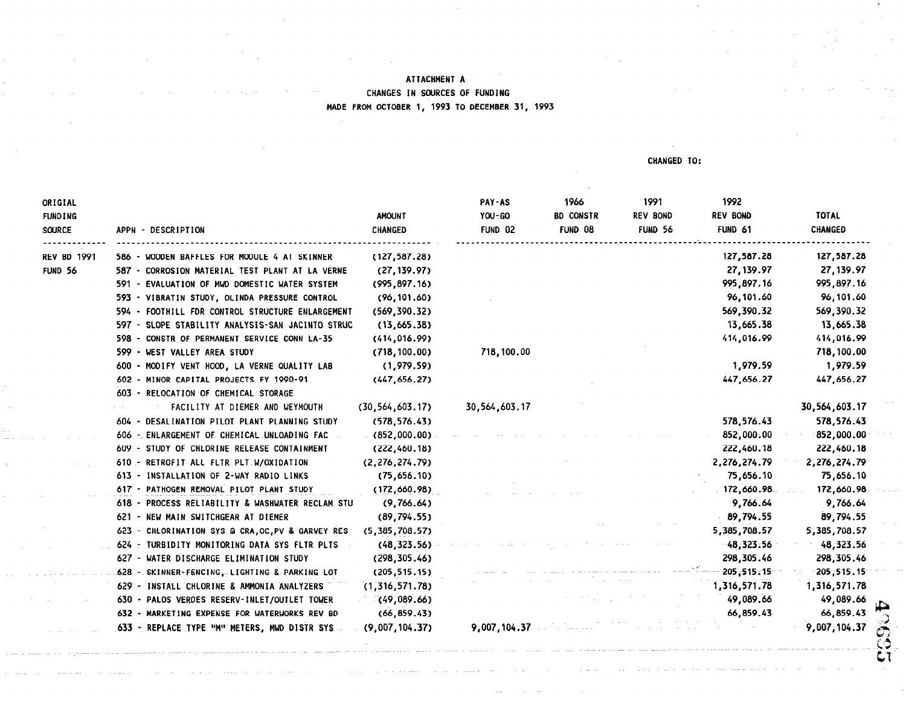ATTACHMENT A
CHANGES IN SOURCES OF FUNDING
MADE FROM OCTOBER 1, 1993 TO DECEMBER 31, 1993

CHANGED TO:

| ORIGIAL FUNDING SOURCE | APPN - DESCRIPTION | AMOUNT CHANGED | PAY-AS YOU-GO FUND 02 | 1966 BD CONSTR FUND 08 | 1991 REV BOND FUND 56 | 1992 REV BOND FUND 61 | TOTAL CHANGED |
|---|---|---|---|---|---|---|---|
| REV BD 1991 | 586 - WOODEN BAFFLES FOR MODULE 4 AT SKINNER | (127,587.28) | | | | 127,587.28 | 127,587.28 |
| FUND 56 | 587 - CORROSION MATERIAL TEST PLANT AT LA VERNE | (27,139.97) | | | | 27,139.97 | 27,139.97 |
| | 591 - EVALUATION OF MWD DOMESTIC WATER SYSTEM | (995,897.16) | | | | 995,897.16 | 995,897.16 |
| | 593 - VIBRATIN STUDY, OLINDA PRESSURE CONTROL | (96,101.60) | | | | 96,101.60 | 96,101.60 |
| | 594 - FOOTHILL FDR CONTROL STRUCTURE ENLARGEMENT | (569,390.32) | | | | 569,390.32 | 569,390.32 |
| | 597 - SLOPE STABILITY ANALYSIS-SAN JACINTO STRUC | (13,665.38) | | | | 13,665.38 | 13,665.38 |
| | 598 - CONSTR OF PERMANENT SERVICE CONN LA-35 | (414,016.99) | | | | 414,016.99 | 414,016.99 |
| | 599 - WEST VALLEY AREA STUDY | (718,100.00) | 718,100.00 | | | | 718,100.00 |
| | 600 - MODIFY VENT HOOD, LA VERNE QUALITY LAB | (1,979.59) | | | | 1,979.59 | 1,979.59 |
| | 602 - MINOR CAPITAL PROJECTS FY 1990-91 | (447,656.27) | | | | 447,656.27 | 447,656.27 |
| | 603 - RELOCATION OF CHEMICAL STORAGE FACILITY AT DIEMER AND WEYMOUTH | (30,564,603.17) | 30,564,603.17 | | | | 30,564,603.17 |
| | 604 - DESALINATION PILOT PLANT PLANNING STUDY | (578,576.43) | | | | 578,576.43 | 578,576.43 |
| | 606 - ENLARGEMENT OF CHEMICAL UNLOADING FAC | (852,000.00) | | | | 852,000.00 | 852,000.00 |
| | 609 - STUDY OF CHLORINE RELEASE CONTAINMENT | (222,460.18) | | | | 222,460.18 | 222,460.18 |
| | 610 - RETROFIT ALL FLTR PLT W/OXIDATION | (2,276,274.79) | | | | 2,276,274.79 | 2,276,274.79 |
| | 613 - INSTALLATION OF 2-WAY RADIO LINKS | (75,656.10) | | | | 75,656.10 | 75,656.10 |
| | 617 - PATHOGEN REMOVAL PILOT PLANT STUDY | (172,660.98) | | | | 172,660.98 | 172,660.98 |
| | 618 - PROCESS RELIABILITY & WASHWATER RECLAM STU | (9,766.64) | | | | 9,766.64 | 9,766.64 |
| | 621 - NEW MAIN SWITCHGEAR AT DIEMER | (89,794.55) | | | | 89,794.55 | 89,794.55 |
| | 623 - CHLORINATION SYS @ CRA,OC,PV & GARVEY RES | (5,385,708.57) | | | | 5,385,708.57 | 5,385,708.57 |
| | 624 - TURBIDITY MONITORING DATA SYS FLTR PLTS | (48,323.56) | | | | 48,323.56 | 48,323.56 |
| | 627 - WATER DISCHARGE ELIMINATION STUDY | (298,305.46) | | | | 298,305.46 | 298,305.46 |
| | 628 - SKINNER-FENCING, LIGHTING & PARKING LOT | (205,515.15) | | | | 205,515.15 | 205,515.15 |
| | 629 - INSTALL CHLORINE & AMMONIA ANALYZERS | (1,316,571.78) | | | | 1,316,571.78 | 1,316,571.78 |
| | 630 - PALOS VERDES RESERV-INLET/OUTLET TOWER | (49,089.66) | | | | 49,089.66 | 49,089.66 |
| | 632 - MARKETING EXPENSE FOR WATERWORKS REV BD | (66,859.43) | | | | 66,859.43 | 66,859.43 |
| | 633 - REPLACE TYPE "M" METERS, MWD DISTR SYS | (9,007,104.37) | 9,007,104.37 | | | | 9,007,104.37 |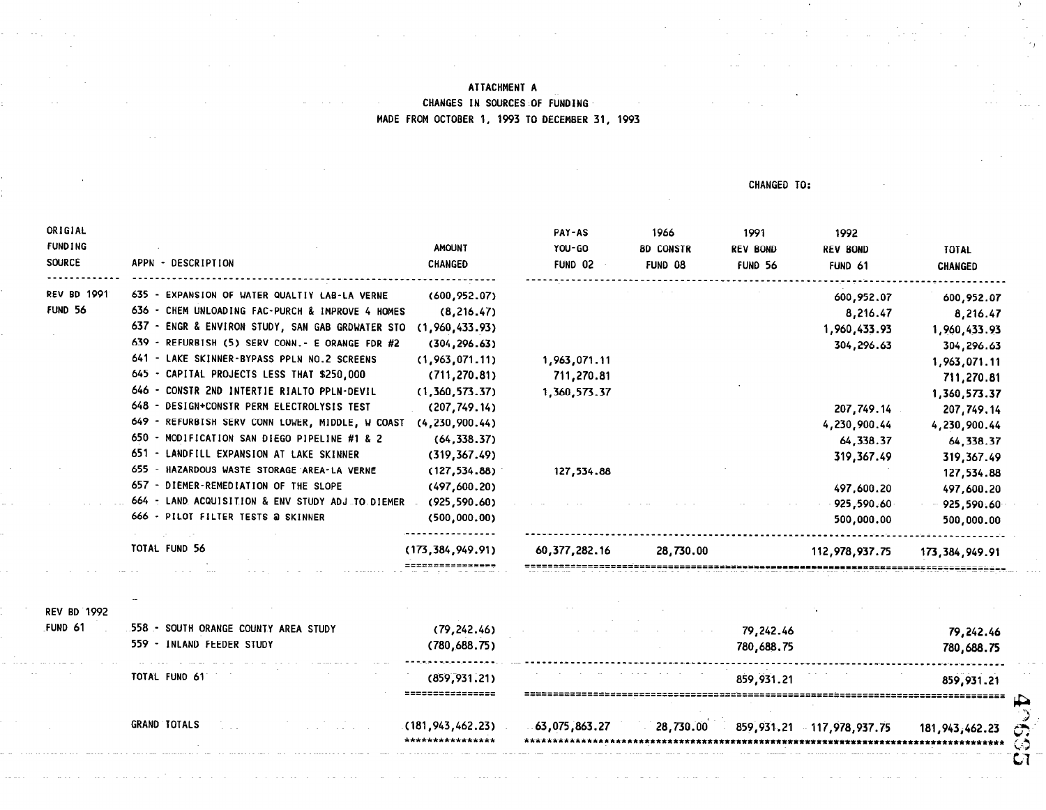ATTACHMENT A
CHANGES IN SOURCES OF FUNDING
MADE FROM OCTOBER 1, 1993 TO DECEMBER 31, 1993

| ORIGIAL FUNDING SOURCE | APPN - DESCRIPTION | AMOUNT CHANGED | CHANGED TO: PAY-AS YOU-GO FUND 02 | 1966 BD CONSTR FUND 08 | 1991 REV BOND FUND 56 | 1992 REV BOND FUND 61 | TOTAL CHANGED |
|---|---|---|---|---|---|---|---|
| REV BD 1991 FUND 56 | 635 - EXPANSION OF WATER QUALTIY LAB-LA VERNE | (600,952.07) | | | | 600,952.07 | 600,952.07 |
| | 636 - CHEM UNLOADING FAC-PURCH & IMPROVE 4 HOMES | (8,216.47) | | | | 8,216.47 | 8,216.47 |
| | 637 - ENGR & ENVIRON STUDY, SAN GAB GRDWATER STO | (1,960,433.93) | | | | 1,960,433.93 | 1,960,433.93 |
| | 639 - REFURBISH (5) SERV CONN.- E ORANGE FDR #2 | (304,296.63) | | | | 304,296.63 | 304,296.63 |
| | 641 - LAKE SKINNER-BYPASS PPLN NO.2 SCREENS | (1,963,071.11) | 1,963,071.11 | | | | 1,963,071.11 |
| | 645 - CAPITAL PROJECTS LESS THAT $250,000 | (711,270.81) | 711,270.81 | | | | 711,270.81 |
| | 646 - CONSTR 2ND INTERTIE RIALTO PPLN-DEVIL | (1,360,573.37) | 1,360,573.37 | | | | 1,360,573.37 |
| | 648 - DESIGN+CONSTR PERM ELECTROLYSIS TEST | (207,749.14) | | | | 207,749.14 | 207,749.14 |
| | 649 - REFURBISH SERV CONN LOWER, MIDDLE, W COAST | (4,230,900.44) | | | | 4,230,900.44 | 4,230,900.44 |
| | 650 - MODIFICATION SAN DIEGO PIPELINE #1 & 2 | (64,338.37) | | | | 64,338.37 | 64,338.37 |
| | 651 - LANDFILL EXPANSION AT LAKE SKINNER | (319,367.49) | | | | 319,367.49 | 319,367.49 |
| | 655 - HAZARDOUS WASTE STORAGE AREA-LA VERNE | (127,534.88) | 127,534.88 | | | | 127,534.88 |
| | 657 - DIEMER-REMEDIATION OF THE SLOPE | (497,600.20) | | | | 497,600.20 | 497,600.20 |
| | 664 - LAND ACQUISITION & ENV STUDY ADJ TO DIEMER | (925,590.60) | | | | 925,590.60 | 925,590.60 |
| | 666 - PILOT FILTER TESTS @ SKINNER | (500,000.00) | | | | 500,000.00 | 500,000.00 |
| | TOTAL FUND 56 | (173,384,949.91) | 60,377,282.16 | 28,730.00 | | 112,978,937.75 | 173,384,949.91 |
| REV BD 1992 FUND 61 | 558 - SOUTH ORANGE COUNTY AREA STUDY | (79,242.46) | | | 79,242.46 | | 79,242.46 |
| | 559 - INLAND FEEDER STUDY | (780,688.75) | | | 780,688.75 | | 780,688.75 |
| | TOTAL FUND 61 | (859,931.21) | | | 859,931.21 | | 859,931.21 |
| | GRAND TOTALS | (181,943,462.23) | 63,075,863.27 | 28,730.00 | 859,931.21 | 117,978,937.75 | 181,943,462.23 |